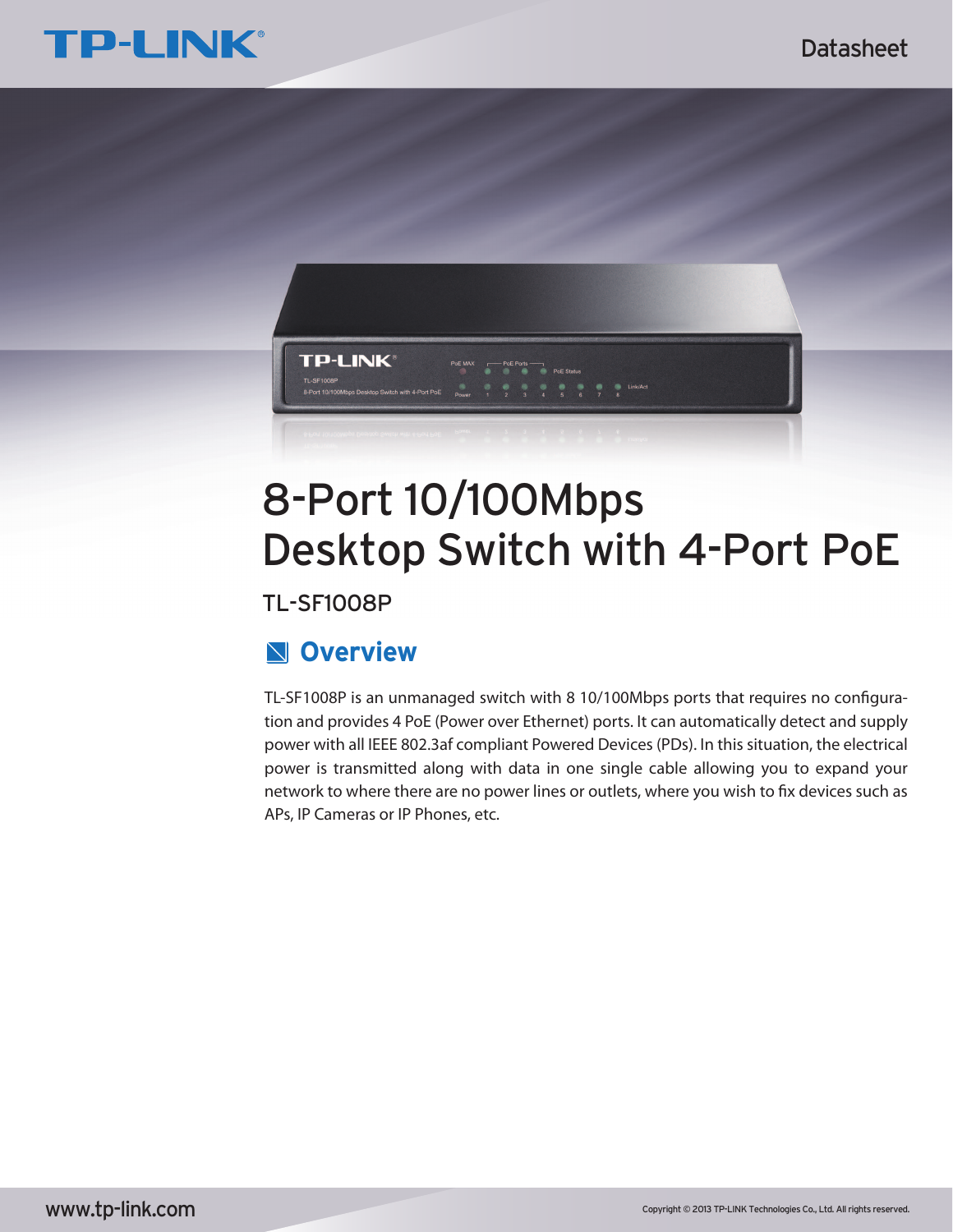TP-LINK

Datasheet

# 8-Port 10/100Mbps Desktop Switch with 4-Port PoE

TL-SF1008P

## Overview

TL-SF1008P is an unmanaged switch with 8 10/100Mbps ports that requires no configuration and provides 4 PoE (Power over Ethernet) ports. It can automatically detect and supply power with all IEEE 802.3af compliant Powered Devices (PDs). In this situation, the electrical power is transmitted along with data in one single cable allowing you to expand your network to where there are no power lines or outlets, where you wish to fix devices such as APs, IP Cameras or IP Phones, etc.

www.tp-link.com

Copyright © 2013 TP-LINK Technologies Co., Ltd. All rights reserved.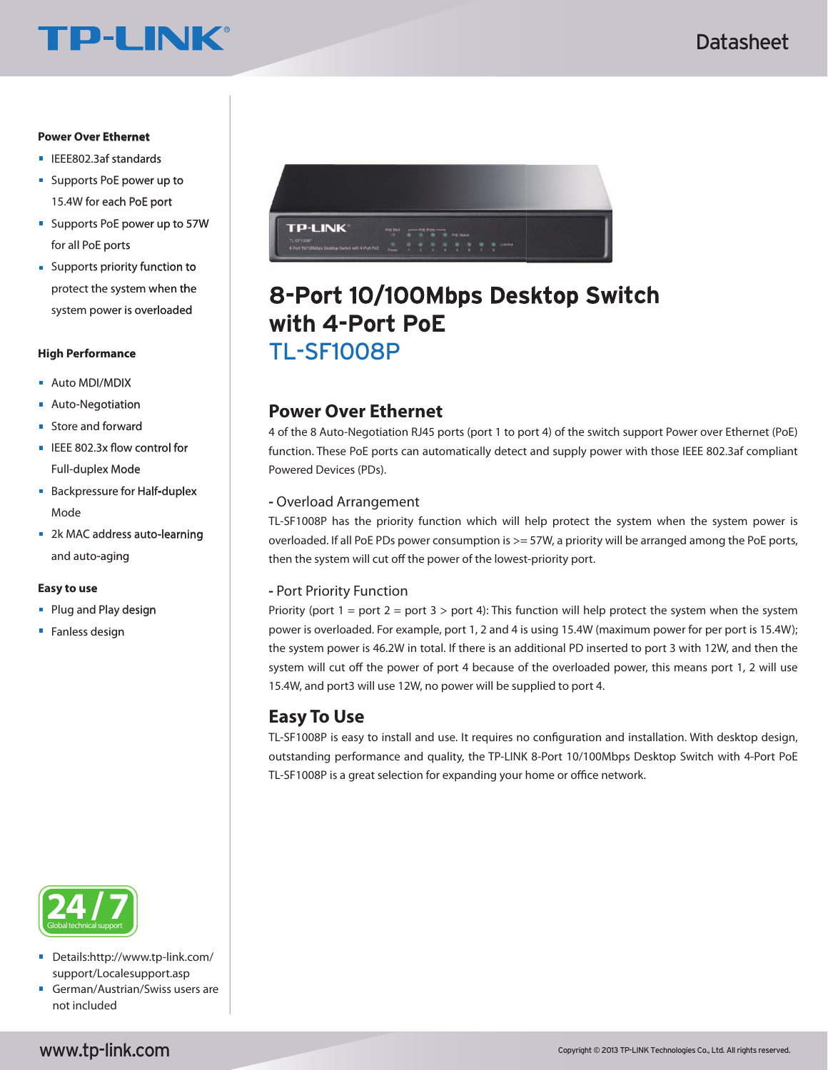**Power Over Ethernet**

- IEEE802.3af standards
- Supports PoE power up to 15.4W for each PoE port
- Supports PoE power up to 57W for all PoE ports
- Supports priority function to protect the system when the system power is overloaded

**High Performance**

- Auto MDI/MDIX
- Auto-Negotiation
- Store and forward
- IEEE 802.3x flow control for Full-duplex Mode
- Backpressure for Half-duplex Mode
- 2k MAC address auto-learning and auto-aging

**Easy to use**

- Plug and Play design
- Fanless design

24 / 7 Global technical support

- Details:http://www.tp-link.com/support/Localesupport.asp
- German/Austrian/Swiss users are not included

# 8-Port 10/100Mbps Desktop Switch with 4-Port PoE

## TL-SF1008P

## Power Over Ethernet

4 of the 8 Auto-Negotiation RJ45 ports (port 1 to port 4) of the switch support Power over Ethernet (PoE) function. These PoE ports can automatically detect and supply power with those IEEE 802.3af compliant Powered Devices (PDs).

### - Overload Arrangement

TL-SF1008P has the priority function which will help protect the system when the system power is overloaded. If all PoE PDs power consumption is >= 57W, a priority will be arranged among the PoE ports, then the system will cut off the power of the lowest-priority port.

### - Port Priority Function

Priority (port 1 = port 2 = port 3 > port 4): This function will help protect the system when the system power is overloaded. For example, port 1, 2 and 4 is using 15.4W (maximum power for per port is 15.4W); the system power is 46.2W in total. If there is an additional PD inserted to port 3 with 12W, and then the system will cut off the power of port 4 because of the overloaded power, this means port 1, 2 will use 15.4W, and port3 will use 12W, no power will be supplied to port 4.

## Easy To Use

TL-SF1008P is easy to install and use. It requires no configuration and installation. With desktop design, outstanding performance and quality, the TP-LINK 8-Port 10/100Mbps Desktop Switch with 4-Port PoE TL-SF1008P is a great selection for expanding your home or office network.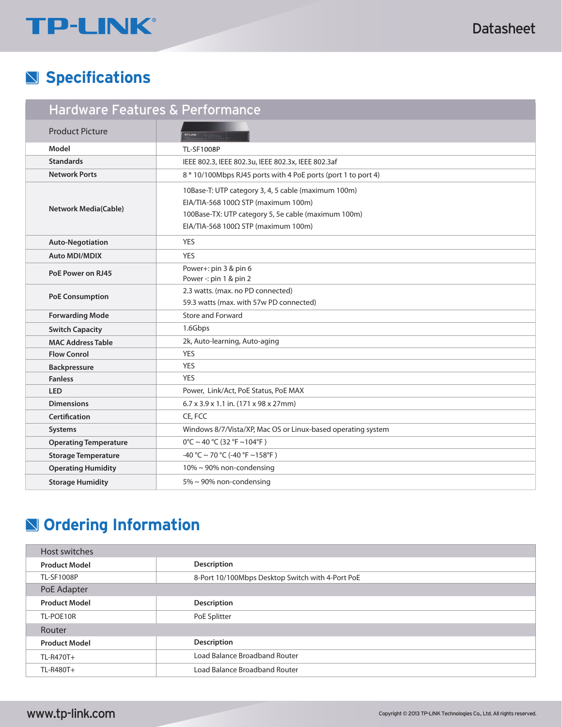## Specifications

| Hardware Features & Performance | |
|---|---|
| Product Picture | |
| **Model** | TL-SF1008P |
| **Standards** | IEEE 802.3, IEEE 802.3u, IEEE 802.3x, IEEE 802.3af |
| **Network Ports** | 8 * 10/100Mbps RJ45 ports with 4 PoE ports (port 1 to port 4) |
| **Network Media(Cable)** | 10Base-T: UTP category 3, 4, 5 cable (maximum 100m)<br>EIA/TIA-568 100Ω STP (maximum 100m)<br>100Base-TX: UTP category 5, 5e cable (maximum 100m)<br>EIA/TIA-568 100Ω STP (maximum 100m) |
| **Auto-Negotiation** | YES |
| **Auto MDI/MDIX** | YES |
| **PoE Power on RJ45** | Power+: pin 3 & pin 6<br>Power -: pin 1 & pin 2 |
| **PoE Consumption** | 2.3 watts. (max. no PD connected)<br>59.3 watts (max. with 57w PD connected) |
| **Forwarding Mode** | Store and Forward |
| **Switch Capacity** | 1.6Gbps |
| **MAC Address Table** | 2k, Auto-learning, Auto-aging |
| **Flow Conrol** | YES |
| **Backpressure** | YES |
| **Fanless** | YES |
| **LED** | Power, Link/Act, PoE Status, PoE MAX |
| **Dimensions** | 6.7 x 3.9 x 1.1 in. (171 x 98 x 27mm) |
| **Certification** | CE, FCC |
| **Systems** | Windows 8/7/Vista/XP, Mac OS or Linux-based operating system |
| **Operating Temperature** | 0°C ~ 40 °C (32 °F ~104°F ) |
| **Storage Temperature** | -40 °C ~ 70 °C (-40 °F ~158°F ) |
| **Operating Humidity** | 10% ~ 90% non-condensing |
| **Storage Humidity** | 5% ~ 90% non-condensing |

## Ordering Information

| Host switches | |
|---|---|
| **Product Model** | **Description** |
| TL-SF1008P | 8-Port 10/100Mbps Desktop Switch with 4-Port PoE |
| PoE Adapter | |
| **Product Model** | **Description** |
| TL-POE10R | PoE Splitter |
| Router | |
| **Product Model** | **Description** |
| TL-R470T+ | Load Balance Broadband Router |
| TL-R480T+ | Load Balance Broadband Router |

www.tp-link.com

Copyright © 2013 TP-LINK Technologies Co., Ltd. All rights reserved.